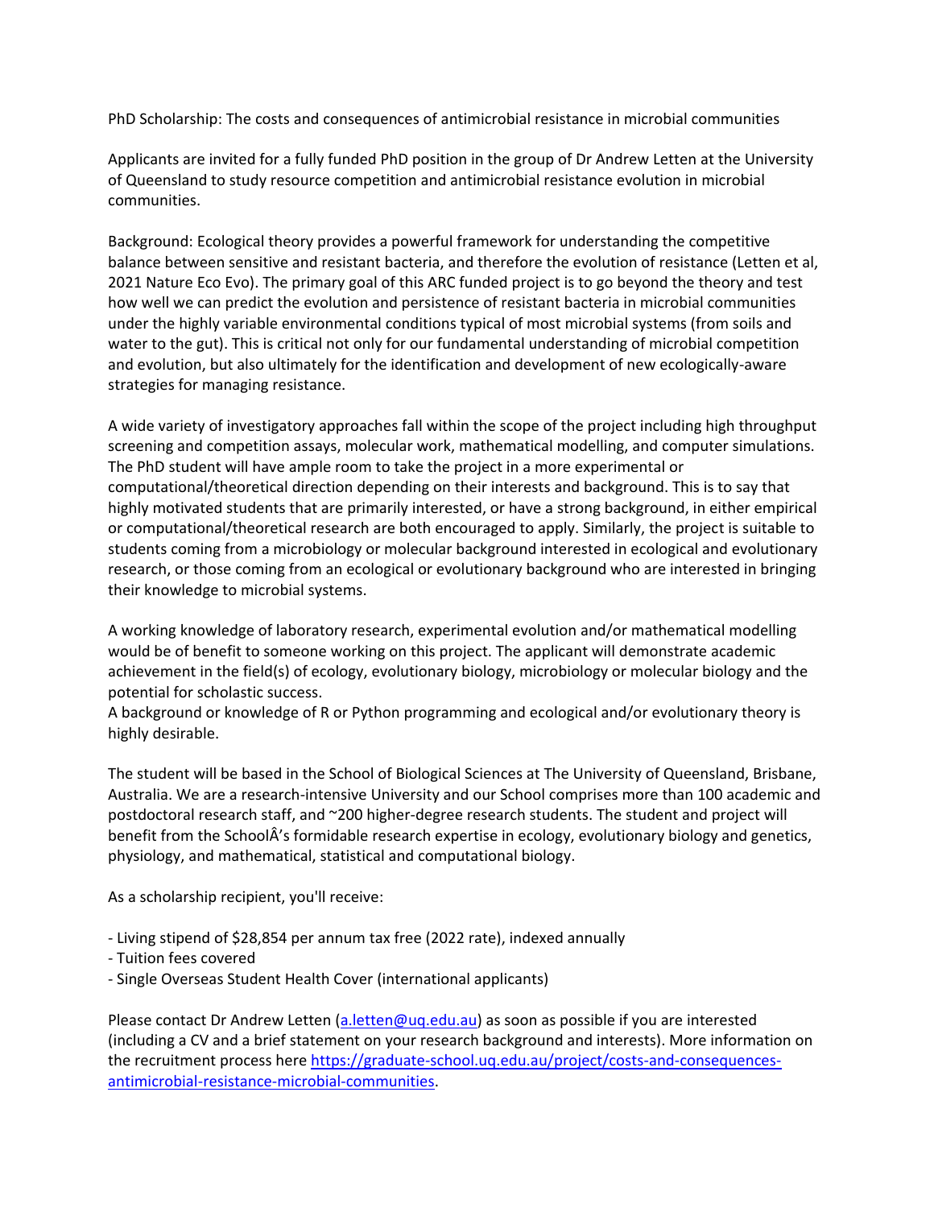PhD Scholarship: The costs and consequences of antimicrobial resistance in microbial communities

Applicants are invited for a fully funded PhD position in the group of Dr Andrew Letten at the University of Queensland to study resource competition and antimicrobial resistance evolution in microbial communities.

Background: Ecological theory provides a powerful framework for understanding the competitive balance between sensitive and resistant bacteria, and therefore the evolution of resistance (Letten et al, 2021 Nature Eco Evo). The primary goal of this ARC funded project is to go beyond the theory and test how well we can predict the evolution and persistence of resistant bacteria in microbial communities under the highly variable environmental conditions typical of most microbial systems (from soils and water to the gut). This is critical not only for our fundamental understanding of microbial competition and evolution, but also ultimately for the identification and development of new ecologically-aware strategies for managing resistance.

A wide variety of investigatory approaches fall within the scope of the project including high throughput screening and competition assays, molecular work, mathematical modelling, and computer simulations. The PhD student will have ample room to take the project in a more experimental or computational/theoretical direction depending on their interests and background. This is to say that highly motivated students that are primarily interested, or have a strong background, in either empirical or computational/theoretical research are both encouraged to apply. Similarly, the project is suitable to students coming from a microbiology or molecular background interested in ecological and evolutionary research, or those coming from an ecological or evolutionary background who are interested in bringing their knowledge to microbial systems.

A working knowledge of laboratory research, experimental evolution and/or mathematical modelling would be of benefit to someone working on this project. The applicant will demonstrate academic achievement in the field(s) of ecology, evolutionary biology, microbiology or molecular biology and the potential for scholastic success.
A background or knowledge of R or Python programming and ecological and/or evolutionary theory is highly desirable.

The student will be based in the School of Biological Sciences at The University of Queensland, Brisbane, Australia. We are a research-intensive University and our School comprises more than 100 academic and postdoctoral research staff, and ~200 higher-degree research students. The student and project will benefit from the SchoolÂ's formidable research expertise in ecology, evolutionary biology and genetics, physiology, and mathematical, statistical and computational biology.

As a scholarship recipient, you'll receive:

- Living stipend of $28,854 per annum tax free (2022 rate), indexed annually
- Tuition fees covered
- Single Overseas Student Health Cover (international applicants)

Please contact Dr Andrew Letten (a.letten@uq.edu.au) as soon as possible if you are interested (including a CV and a brief statement on your research background and interests). More information on the recruitment process here https://graduate-school.uq.edu.au/project/costs-and-consequences-antimicrobial-resistance-microbial-communities.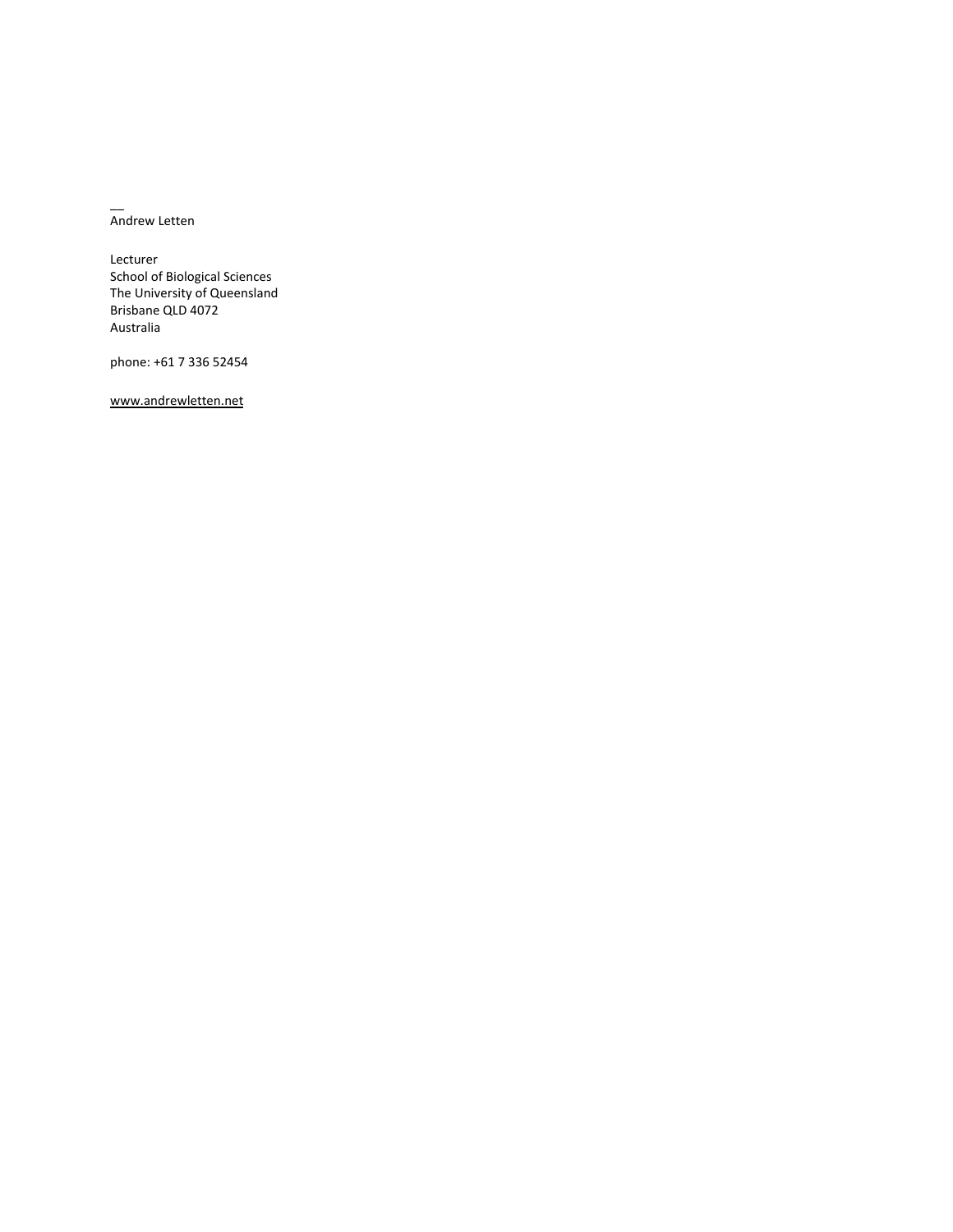__
Andrew Letten

Lecturer
School of Biological Sciences
The University of Queensland
Brisbane QLD 4072
Australia

phone: +61 7 336 52454

www.andrewletten.net